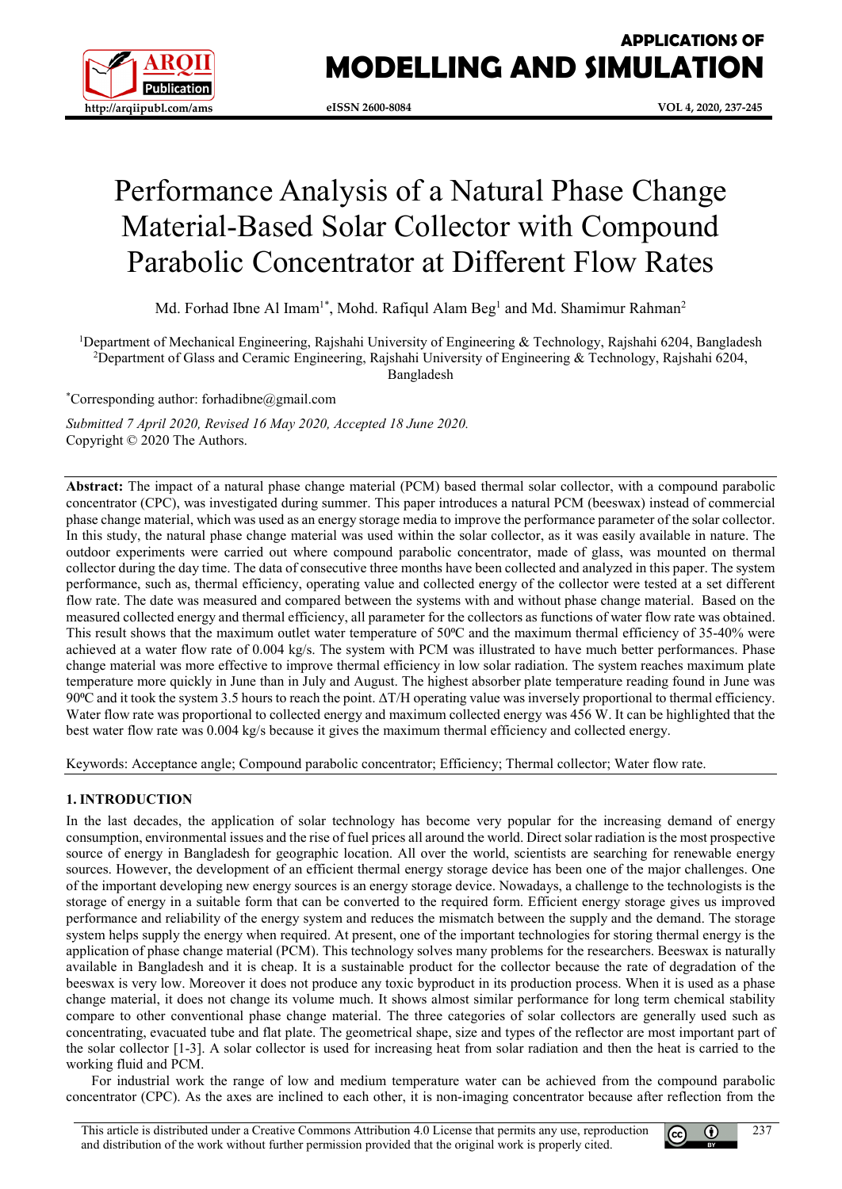# Performance Analysis of a Natural Phase Change Material-Based Solar Collector with Compound Parabolic Concentrator at Different Flow Rates

Md. Forhad Ibne Al Imam[1*], Mohd. Rafiqul Alam Beg[1] and Md. Shamimur Rahman[2]

[1]Department of Mechanical Engineering, Rajshahi University of Engineering & Technology, Rajshahi 6204, Bangladesh
[2]Department of Glass and Ceramic Engineering, Rajshahi University of Engineering & Technology, Rajshahi 6204, Bangladesh

[*]Corresponding author: forhadibne@gmail.com

*Submitted 7 April 2020, Revised 16 May 2020, Accepted 18 June 2020.*
Copyright © 2020 The Authors.

**Abstract:** The impact of a natural phase change material (PCM) based thermal solar collector, with a compound parabolic concentrator (CPC), was investigated during summer. This paper introduces a natural PCM (beeswax) instead of commercial phase change material, which was used as an energy storage media to improve the performance parameter of the solar collector. In this study, the natural phase change material was used within the solar collector, as it was easily available in nature. The outdoor experiments were carried out where compound parabolic concentrator, made of glass, was mounted on thermal collector during the day time. The data of consecutive three months have been collected and analyzed in this paper. The system performance, such as, thermal efficiency, operating value and collected energy of the collector were tested at a set different flow rate. The date was measured and compared between the systems with and without phase change material. Based on the measured collected energy and thermal efficiency, all parameter for the collectors as functions of water flow rate was obtained. This result shows that the maximum outlet water temperature of 50ºC and the maximum thermal efficiency of 35-40% were achieved at a water flow rate of 0.004 kg/s. The system with PCM was illustrated to have much better performances. Phase change material was more effective to improve thermal efficiency in low solar radiation. The system reaches maximum plate temperature more quickly in June than in July and August. The highest absorber plate temperature reading found in June was 90ºC and it took the system 3.5 hours to reach the point. ΔT/H operating value was inversely proportional to thermal efficiency. Water flow rate was proportional to collected energy and maximum collected energy was 456 W. It can be highlighted that the best water flow rate was 0.004 kg/s because it gives the maximum thermal efficiency and collected energy.

Keywords: Acceptance angle; Compound parabolic concentrator; Efficiency; Thermal collector; Water flow rate.

## 1. INTRODUCTION

In the last decades, the application of solar technology has become very popular for the increasing demand of energy consumption, environmental issues and the rise of fuel prices all around the world. Direct solar radiation is the most prospective source of energy in Bangladesh for geographic location. All over the world, scientists are searching for renewable energy sources. However, the development of an efficient thermal energy storage device has been one of the major challenges. One of the important developing new energy sources is an energy storage device. Nowadays, a challenge to the technologists is the storage of energy in a suitable form that can be converted to the required form. Efficient energy storage gives us improved performance and reliability of the energy system and reduces the mismatch between the supply and the demand. The storage system helps supply the energy when required. At present, one of the important technologies for storing thermal energy is the application of phase change material (PCM). This technology solves many problems for the researchers. Beeswax is naturally available in Bangladesh and it is cheap. It is a sustainable product for the collector because the rate of degradation of the beeswax is very low. Moreover it does not produce any toxic byproduct in its production process. When it is used as a phase change material, it does not change its volume much. It shows almost similar performance for long term chemical stability compare to other conventional phase change material. The three categories of solar collectors are generally used such as concentrating, evacuated tube and flat plate. The geometrical shape, size and types of the reflector are most important part of the solar collector [1-3]. A solar collector is used for increasing heat from solar radiation and then the heat is carried to the working fluid and PCM.

For industrial work the range of low and medium temperature water can be achieved from the compound parabolic concentrator (CPC). As the axes are inclined to each other, it is non-imaging concentrator because after reflection from the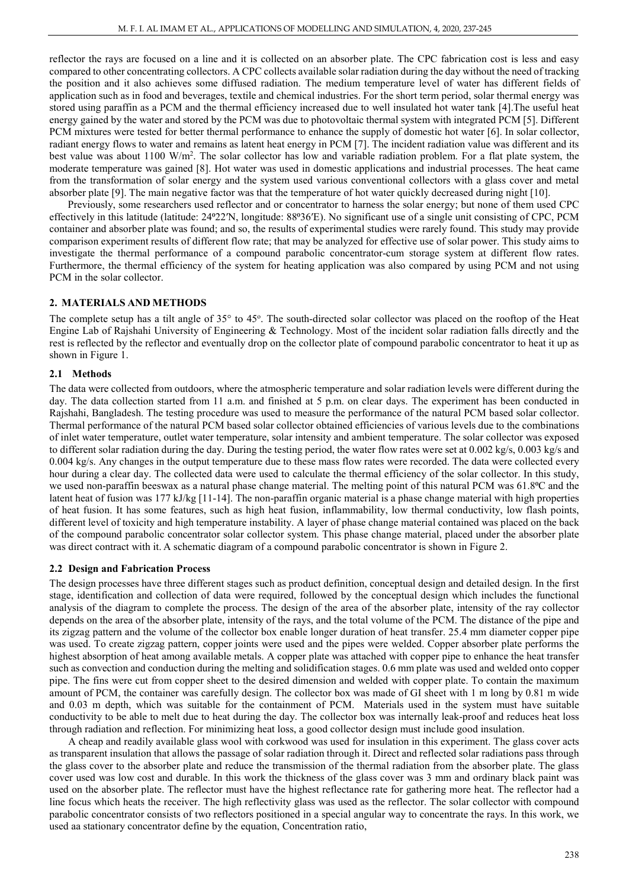reflector the rays are focused on a line and it is collected on an absorber plate. The CPC fabrication cost is less and easy compared to other concentrating collectors. A CPC collects available solar radiation during the day without the need of tracking the position and it also achieves some diffused radiation. The medium temperature level of water has different fields of application such as in food and beverages, textile and chemical industries. For the short term period, solar thermal energy was stored using paraffin as a PCM and the thermal efficiency increased due to well insulated hot water tank [4].The useful heat energy gained by the water and stored by the PCM was due to photovoltaic thermal system with integrated PCM [5]. Different PCM mixtures were tested for better thermal performance to enhance the supply of domestic hot water [6]. In solar collector, radiant energy flows to water and remains as latent heat energy in PCM [7]. The incident radiation value was different and its best value was about 1100 W/m$^2$. The solar collector has low and variable radiation problem. For a flat plate system, the moderate temperature was gained [8]. Hot water was used in domestic applications and industrial processes. The heat came from the transformation of solar energy and the system used various conventional collectors with a glass cover and metal absorber plate [9]. The main negative factor was that the temperature of hot water quickly decreased during night [10].

Previously, some researchers used reflector and or concentrator to harness the solar energy; but none of them used CPC effectively in this latitude (latitude: 24º22′N, longitude: 88º36′E). No significant use of a single unit consisting of CPC, PCM container and absorber plate was found; and so, the results of experimental studies were rarely found. This study may provide comparison experiment results of different flow rate; that may be analyzed for effective use of solar power. This study aims to investigate the thermal performance of a compound parabolic concentrator-cum storage system at different flow rates. Furthermore, the thermal efficiency of the system for heating application was also compared by using PCM and not using PCM in the solar collector.

## 2. MATERIALS AND METHODS

The complete setup has a tilt angle of 35° to 45°. The south-directed solar collector was placed on the rooftop of the Heat Engine Lab of Rajshahi University of Engineering & Technology. Most of the incident solar radiation falls directly and the rest is reflected by the reflector and eventually drop on the collector plate of compound parabolic concentrator to heat it up as shown in Figure 1.

### 2.1 Methods

The data were collected from outdoors, where the atmospheric temperature and solar radiation levels were different during the day. The data collection started from 11 a.m. and finished at 5 p.m. on clear days. The experiment has been conducted in Rajshahi, Bangladesh. The testing procedure was used to measure the performance of the natural PCM based solar collector. Thermal performance of the natural PCM based solar collector obtained efficiencies of various levels due to the combinations of inlet water temperature, outlet water temperature, solar intensity and ambient temperature. The solar collector was exposed to different solar radiation during the day. During the testing period, the water flow rates were set at 0.002 kg/s, 0.003 kg/s and 0.004 kg/s. Any changes in the output temperature due to these mass flow rates were recorded. The data were collected every hour during a clear day. The collected data were used to calculate the thermal efficiency of the solar collector. In this study, we used non-paraffin beeswax as a natural phase change material. The melting point of this natural PCM was 61.8ºC and the latent heat of fusion was 177 kJ/kg [11-14]. The non-paraffin organic material is a phase change material with high properties of heat fusion. It has some features, such as high heat fusion, inflammability, low thermal conductivity, low flash points, different level of toxicity and high temperature instability. A layer of phase change material contained was placed on the back of the compound parabolic concentrator solar collector system. This phase change material, placed under the absorber plate was direct contract with it. A schematic diagram of a compound parabolic concentrator is shown in Figure 2.

### 2.2 Design and Fabrication Process

The design processes have three different stages such as product definition, conceptual design and detailed design. In the first stage, identification and collection of data were required, followed by the conceptual design which includes the functional analysis of the diagram to complete the process. The design of the area of the absorber plate, intensity of the ray collector depends on the area of the absorber plate, intensity of the rays, and the total volume of the PCM. The distance of the pipe and its zigzag pattern and the volume of the collector box enable longer duration of heat transfer. 25.4 mm diameter copper pipe was used. To create zigzag pattern, copper joints were used and the pipes were welded. Copper absorber plate performs the highest absorption of heat among available metals. A copper plate was attached with copper pipe to enhance the heat transfer such as convection and conduction during the melting and solidification stages. 0.6 mm plate was used and welded onto copper pipe. The fins were cut from copper sheet to the desired dimension and welded with copper plate. To contain the maximum amount of PCM, the container was carefully design. The collector box was made of GI sheet with 1 m long by 0.81 m wide and 0.03 m depth, which was suitable for the containment of PCM. Materials used in the system must have suitable conductivity to be able to melt due to heat during the day. The collector box was internally leak-proof and reduces heat loss through radiation and reflection. For minimizing heat loss, a good collector design must include good insulation.

A cheap and readily available glass wool with corkwood was used for insulation in this experiment. The glass cover acts as transparent insulation that allows the passage of solar radiation through it. Direct and reflected solar radiations pass through the glass cover to the absorber plate and reduce the transmission of the thermal radiation from the absorber plate. The glass cover used was low cost and durable. In this work the thickness of the glass cover was 3 mm and ordinary black paint was used on the absorber plate. The reflector must have the highest reflectance rate for gathering more heat. The reflector had a line focus which heats the receiver. The high reflectivity glass was used as the reflector. The solar collector with compound parabolic concentrator consists of two reflectors positioned in a special angular way to concentrate the rays. In this work, we used aa stationary concentrator define by the equation, Concentration ratio,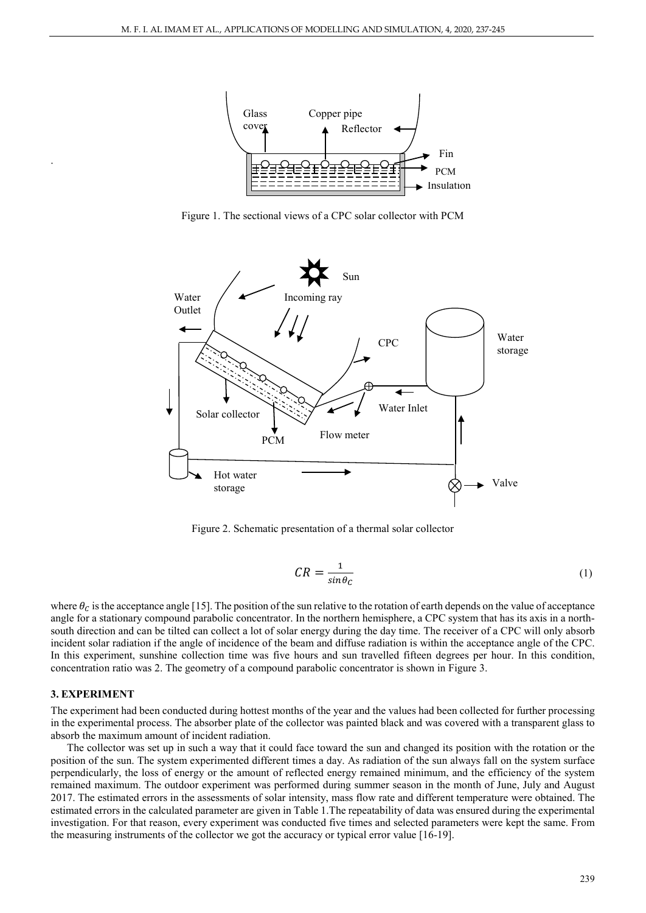Figure 1. The sectional views of a CPC solar collector with PCM

Figure 2. Schematic presentation of a thermal solar collector

$$CR = \frac{1}{\sin\theta_C} \tag{1}$$

where $\theta_C$ is the acceptance angle [15]. The position of the sun relative to the rotation of earth depends on the value of acceptance angle for a stationary compound parabolic concentrator. In the northern hemisphere, a CPC system that has its axis in a north-south direction and can be tilted can collect a lot of solar energy during the day time. The receiver of a CPC will only absorb incident solar radiation if the angle of incidence of the beam and diffuse radiation is within the acceptance angle of the CPC. In this experiment, sunshine collection time was five hours and sun travelled fifteen degrees per hour. In this condition, concentration ratio was 2. The geometry of a compound parabolic concentrator is shown in Figure 3.

## 3. EXPERIMENT

The experiment had been conducted during hottest months of the year and the values had been collected for further processing in the experimental process. The absorber plate of the collector was painted black and was covered with a transparent glass to absorb the maximum amount of incident radiation.

The collector was set up in such a way that it could face toward the sun and changed its position with the rotation or the position of the sun. The system experimented different times a day. As radiation of the sun always fall on the system surface perpendicularly, the loss of energy or the amount of reflected energy remained minimum, and the efficiency of the system remained maximum. The outdoor experiment was performed during summer season in the month of June, July and August 2017. The estimated errors in the assessments of solar intensity, mass flow rate and different temperature were obtained. The estimated errors in the calculated parameter are given in Table 1.The repeatability of data was ensured during the experimental investigation. For that reason, every experiment was conducted five times and selected parameters were kept the same. From the measuring instruments of the collector we got the accuracy or typical error value [16-19].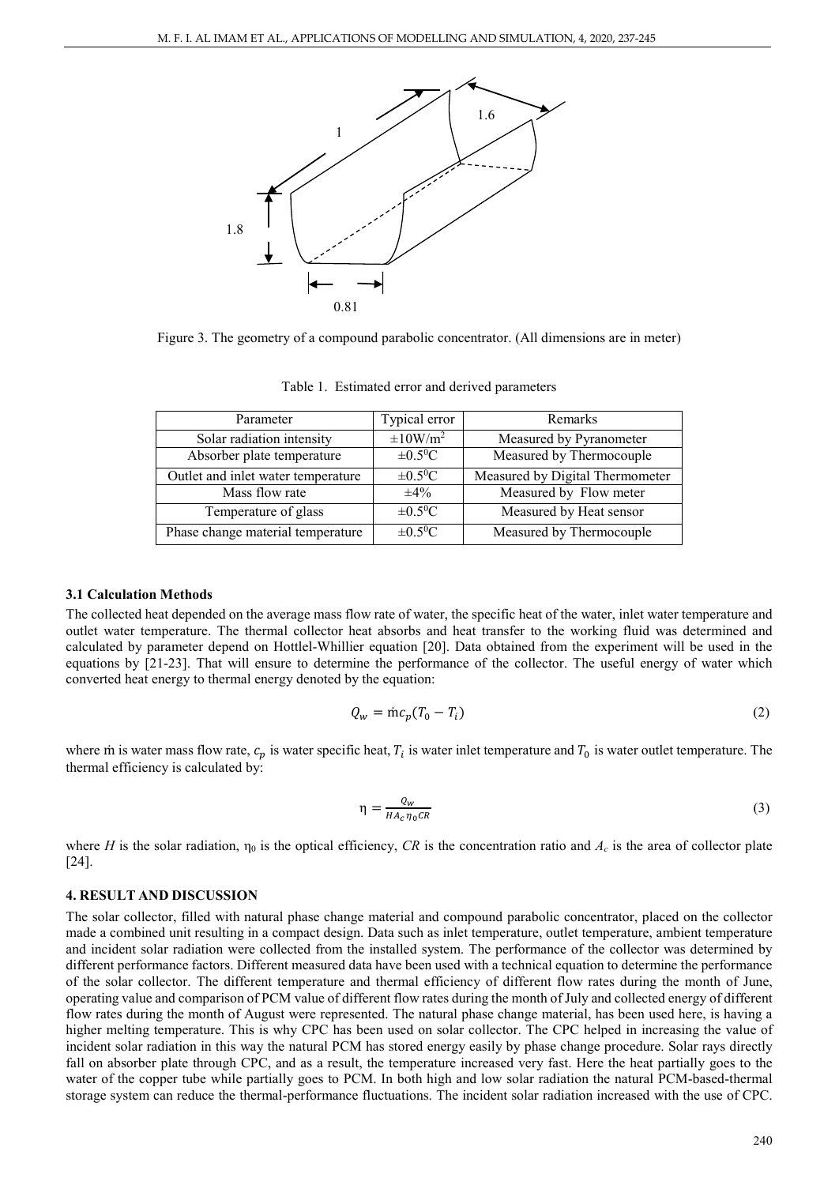Figure 3. The geometry of a compound parabolic concentrator. (All dimensions are in meter)

Table 1. Estimated error and derived parameters

| Parameter | Typical error | Remarks |
|---|---|---|
| Solar radiation intensity | $\pm 10 W/m^2$ | Measured by Pyranometer |
| Absorber plate temperature | $\pm 0.5^0C$ | Measured by Thermocouple |
| Outlet and inlet water temperature | $\pm 0.5^0C$ | Measured by Digital Thermometer |
| Mass flow rate | ±4% | Measured by Flow meter |
| Temperature of glass | $\pm 0.5^0C$ | Measured by Heat sensor |
| Phase change material temperature | $\pm 0.5^0C$ | Measured by Thermocouple |

### 3.1 Calculation Methods

The collected heat depended on the average mass flow rate of water, the specific heat of the water, inlet water temperature and outlet water temperature. The thermal collector heat absorbs and heat transfer to the working fluid was determined and calculated by parameter depend on Hottlel-Whillier equation [20]. Data obtained from the experiment will be used in the equations by [21-23]. That will ensure to determine the performance of the collector. The useful energy of water which converted heat energy to thermal energy denoted by the equation:

$$Q_w = \dot{m} c_p (T_0 - T_i) \tag{2}$$

where $\dot{m}$ is water mass flow rate, $c_p$ is water specific heat, $T_i$ is water inlet temperature and $T_0$ is water outlet temperature. The thermal efficiency is calculated by:

$$\eta = \frac{Q_w}{H A_c \eta_0 CR} \tag{3}$$

where $H$ is the solar radiation, $\eta_0$ is the optical efficiency, $CR$ is the concentration ratio and $A_c$ is the area of collector plate [24].

## 4. RESULT AND DISCUSSION

The solar collector, filled with natural phase change material and compound parabolic concentrator, placed on the collector made a combined unit resulting in a compact design. Data such as inlet temperature, outlet temperature, ambient temperature and incident solar radiation were collected from the installed system. The performance of the collector was determined by different performance factors. Different measured data have been used with a technical equation to determine the performance of the solar collector. The different temperature and thermal efficiency of different flow rates during the month of June, operating value and comparison of PCM value of different flow rates during the month of July and collected energy of different flow rates during the month of August were represented. The natural phase change material, has been used here, is having a higher melting temperature. This is why CPC has been used on solar collector. The CPC helped in increasing the value of incident solar radiation in this way the natural PCM has stored energy easily by phase change procedure. Solar rays directly fall on absorber plate through CPC, and as a result, the temperature increased very fast. Here the heat partially goes to the water of the copper tube while partially goes to PCM. In both high and low solar radiation the natural PCM-based-thermal storage system can reduce the thermal-performance fluctuations. The incident solar radiation increased with the use of CPC.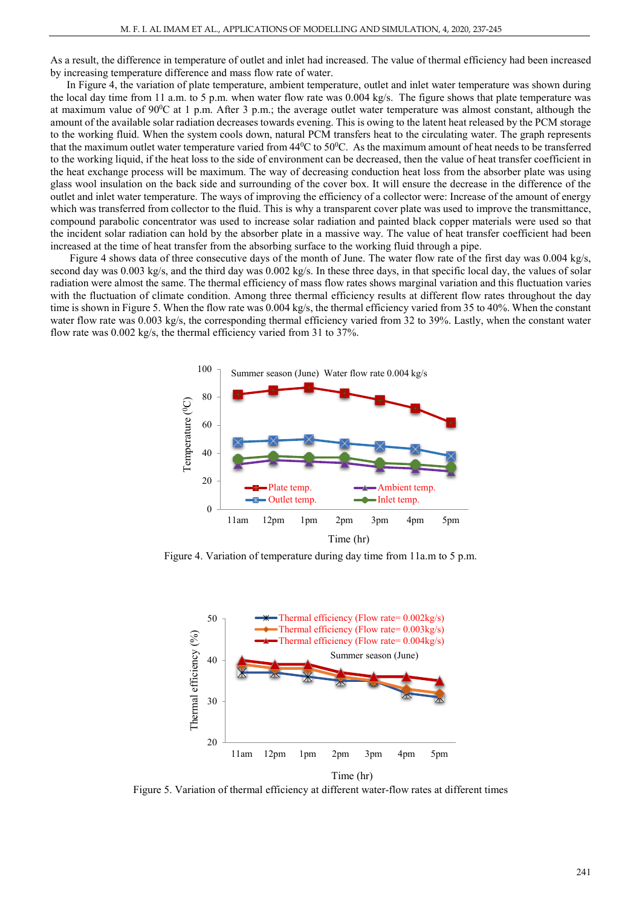As a result, the difference in temperature of outlet and inlet had increased. The value of thermal efficiency had been increased by increasing temperature difference and mass flow rate of water.

In Figure 4, the variation of plate temperature, ambient temperature, outlet and inlet water temperature was shown during the local day time from 11 a.m. to 5 p.m. when water flow rate was 0.004 kg/s. The figure shows that plate temperature was at maximum value of 90$^0$C at 1 p.m. After 3 p.m.; the average outlet water temperature was almost constant, although the amount of the available solar radiation decreases towards evening. This is owing to the latent heat released by the PCM storage to the working fluid. When the system cools down, natural PCM transfers heat to the circulating water. The graph represents that the maximum outlet water temperature varied from 44$^0$C to 50$^0$C. As the maximum amount of heat needs to be transferred to the working liquid, if the heat loss to the side of environment can be decreased, then the value of heat transfer coefficient in the heat exchange process will be maximum. The way of decreasing conduction heat loss from the absorber plate was using glass wool insulation on the back side and surrounding of the cover box. It will ensure the decrease in the difference of the outlet and inlet water temperature. The ways of improving the efficiency of a collector were: Increase of the amount of energy which was transferred from collector to the fluid. This is why a transparent cover plate was used to improve the transmittance, compound parabolic concentrator was used to increase solar radiation and painted black copper materials were used so that the incident solar radiation can hold by the absorber plate in a massive way. The value of heat transfer coefficient had been increased at the time of heat transfer from the absorbing surface to the working fluid through a pipe.

Figure 4 shows data of three consecutive days of the month of June. The water flow rate of the first day was 0.004 kg/s, second day was 0.003 kg/s, and the third day was 0.002 kg/s. In these three days, in that specific local day, the values of solar radiation were almost the same. The thermal efficiency of mass flow rates shows marginal variation and this fluctuation varies with the fluctuation of climate condition. Among three thermal efficiency results at different flow rates throughout the day time is shown in Figure 5. When the flow rate was 0.004 kg/s, the thermal efficiency varied from 35 to 40%. When the constant water flow rate was 0.003 kg/s, the corresponding thermal efficiency varied from 32 to 39%. Lastly, when the constant water flow rate was 0.002 kg/s, the thermal efficiency varied from 31 to 37%.

Figure 4. Variation of temperature during day time from 11a.m to 5 p.m.

Figure 5. Variation of thermal efficiency at different water-flow rates at different times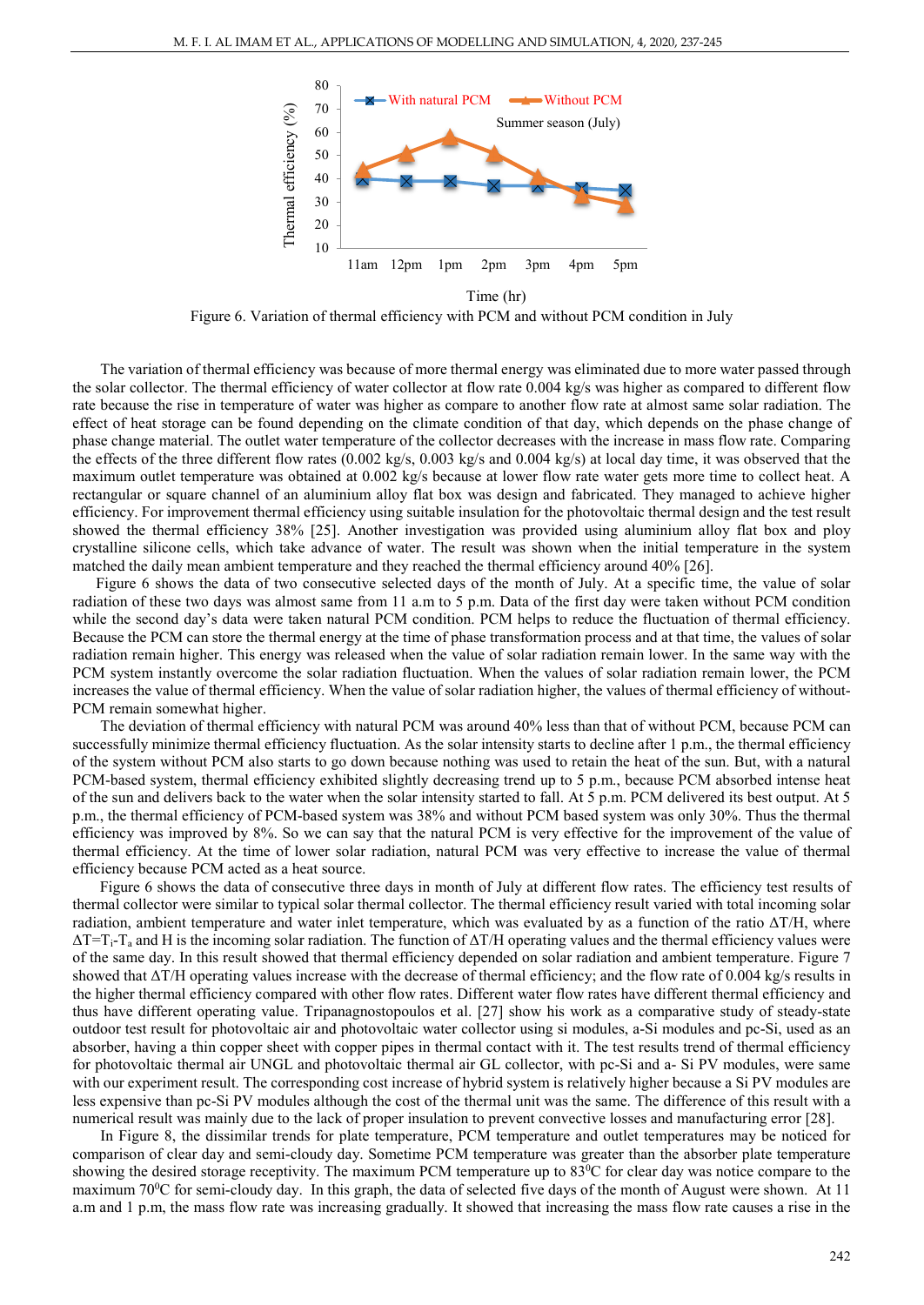Figure 6. Variation of thermal efficiency with PCM and without PCM condition in July

The variation of thermal efficiency was because of more thermal energy was eliminated due to more water passed through the solar collector. The thermal efficiency of water collector at flow rate 0.004 kg/s was higher as compared to different flow rate because the rise in temperature of water was higher as compare to another flow rate at almost same solar radiation. The effect of heat storage can be found depending on the climate condition of that day, which depends on the phase change of phase change material. The outlet water temperature of the collector decreases with the increase in mass flow rate. Comparing the effects of the three different flow rates (0.002 kg/s, 0.003 kg/s and 0.004 kg/s) at local day time, it was observed that the maximum outlet temperature was obtained at 0.002 kg/s because at lower flow rate water gets more time to collect heat. A rectangular or square channel of an aluminium alloy flat box was design and fabricated. They managed to achieve higher efficiency. For improvement thermal efficiency using suitable insulation for the photovoltaic thermal design and the test result showed the thermal efficiency 38% [25]. Another investigation was provided using aluminium alloy flat box and ploy crystalline silicone cells, which take advance of water. The result was shown when the initial temperature in the system matched the daily mean ambient temperature and they reached the thermal efficiency around 40% [26].

Figure 6 shows the data of two consecutive selected days of the month of July. At a specific time, the value of solar radiation of these two days was almost same from 11 a.m to 5 p.m. Data of the first day were taken without PCM condition while the second day's data were taken natural PCM condition. PCM helps to reduce the fluctuation of thermal efficiency. Because the PCM can store the thermal energy at the time of phase transformation process and at that time, the values of solar radiation remain higher. This energy was released when the value of solar radiation remain lower. In the same way with the PCM system instantly overcome the solar radiation fluctuation. When the values of solar radiation remain lower, the PCM increases the value of thermal efficiency. When the value of solar radiation higher, the values of thermal efficiency of without-PCM remain somewhat higher.

The deviation of thermal efficiency with natural PCM was around 40% less than that of without PCM, because PCM can successfully minimize thermal efficiency fluctuation. As the solar intensity starts to decline after 1 p.m., the thermal efficiency of the system without PCM also starts to go down because nothing was used to retain the heat of the sun. But, with a natural PCM-based system, thermal efficiency exhibited slightly decreasing trend up to 5 p.m., because PCM absorbed intense heat of the sun and delivers back to the water when the solar intensity started to fall. At 5 p.m. PCM delivered its best output. At 5 p.m., the thermal efficiency of PCM-based system was 38% and without PCM based system was only 30%. Thus the thermal efficiency was improved by 8%. So we can say that the natural PCM is very effective for the improvement of the value of thermal efficiency. At the time of lower solar radiation, natural PCM was very effective to increase the value of thermal efficiency because PCM acted as a heat source.

Figure 6 shows the data of consecutive three days in month of July at different flow rates. The efficiency test results of thermal collector were similar to typical solar thermal collector. The thermal efficiency result varied with total incoming solar radiation, ambient temperature and water inlet temperature, which was evaluated by as a function of the ratio $\Delta T/H$, where $\Delta T = T_i - T_a$ and H is the incoming solar radiation. The function of $\Delta T/H$ operating values and the thermal efficiency values were of the same day. In this result showed that thermal efficiency depended on solar radiation and ambient temperature. Figure 7 showed that $\Delta T/H$ operating values increase with the decrease of thermal efficiency; and the flow rate of 0.004 kg/s results in the higher thermal efficiency compared with other flow rates. Different water flow rates have different thermal efficiency and thus have different operating value. Tripanagnostopoulos et al. [27] show his work as a comparative study of steady-state outdoor test result for photovoltaic air and photovoltaic water collector using si modules, a-Si modules and pc-Si, used as an absorber, having a thin copper sheet with copper pipes in thermal contact with it. The test results trend of thermal efficiency for photovoltaic thermal air UNGL and photovoltaic thermal air GL collector, with pc-Si and a- Si PV modules, were same with our experiment result. The corresponding cost increase of hybrid system is relatively higher because a Si PV modules are less expensive than pc-Si PV modules although the cost of the thermal unit was the same. The difference of this result with a numerical result was mainly due to the lack of proper insulation to prevent convective losses and manufacturing error [28].

In Figure 8, the dissimilar trends for plate temperature, PCM temperature and outlet temperatures may be noticed for comparison of clear day and semi-cloudy day. Sometime PCM temperature was greater than the absorber plate temperature showing the desired storage receptivity. The maximum PCM temperature up to $83^0$C for clear day was notice compare to the maximum $70^0$C for semi-cloudy day. In this graph, the data of selected five days of the month of August were shown. At 11 a.m and 1 p.m, the mass flow rate was increasing gradually. It showed that increasing the mass flow rate causes a rise in the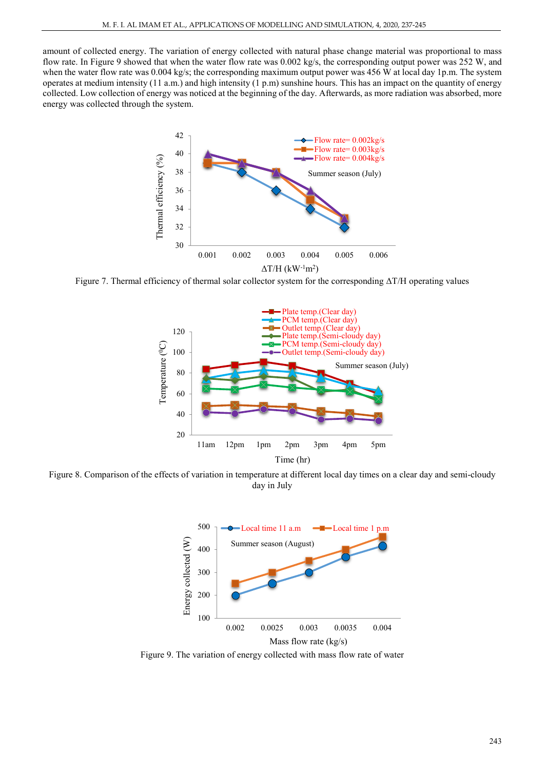amount of collected energy. The variation of energy collected with natural phase change material was proportional to mass flow rate. In Figure 9 showed that when the water flow rate was 0.002 kg/s, the corresponding output power was 252 W, and when the water flow rate was 0.004 kg/s; the corresponding maximum output power was 456 W at local day 1p.m. The system operates at medium intensity (11 a.m.) and high intensity (1 p.m) sunshine hours. This has an impact on the quantity of energy collected. Low collection of energy was noticed at the beginning of the day. Afterwards, as more radiation was absorbed, more energy was collected through the system.

Figure 7. Thermal efficiency of thermal solar collector system for the corresponding ΔT/H operating values

Figure 8. Comparison of the effects of variation in temperature at different local day times on a clear day and semi-cloudy day in July

Figure 9. The variation of energy collected with mass flow rate of water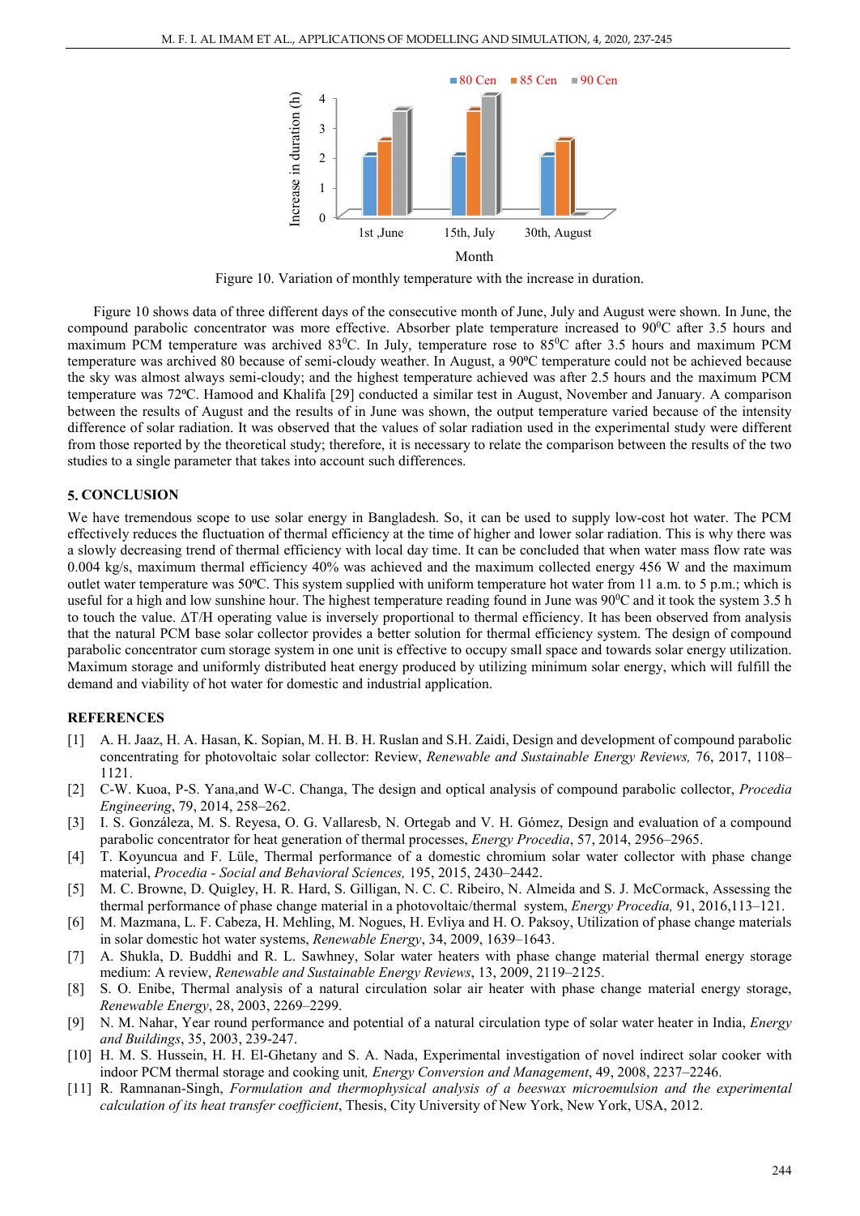Figure 10. Variation of monthly temperature with the increase in duration.

Figure 10 shows data of three different days of the consecutive month of June, July and August were shown. In June, the compound parabolic concentrator was more effective. Absorber plate temperature increased to 90$^0$C after 3.5 hours and maximum PCM temperature was archived 83$^0$C. In July, temperature rose to 85$^0$C after 3.5 hours and maximum PCM temperature was archived 80 because of semi-cloudy weather. In August, a 90ºC temperature could not be achieved because the sky was almost always semi-cloudy; and the highest temperature achieved was after 2.5 hours and the maximum PCM temperature was 72ºC. Hamood and Khalifa [29] conducted a similar test in August, November and January. A comparison between the results of August and the results of in June was shown, the output temperature varied because of the intensity difference of solar radiation. It was observed that the values of solar radiation used in the experimental study were different from those reported by the theoretical study; therefore, it is necessary to relate the comparison between the results of the two studies to a single parameter that takes into account such differences.

## 5. CONCLUSION

We have tremendous scope to use solar energy in Bangladesh. So, it can be used to supply low-cost hot water. The PCM effectively reduces the fluctuation of thermal efficiency at the time of higher and lower solar radiation. This is why there was a slowly decreasing trend of thermal efficiency with local day time. It can be concluded that when water mass flow rate was 0.004 kg/s, maximum thermal efficiency 40% was achieved and the maximum collected energy 456 W and the maximum outlet water temperature was 50ºC. This system supplied with uniform temperature hot water from 11 a.m. to 5 p.m.; which is useful for a high and low sunshine hour. The highest temperature reading found in June was 90$^0$C and it took the system 3.5 h to touch the value. $\Delta T/H$ operating value is inversely proportional to thermal efficiency. It has been observed from analysis that the natural PCM base solar collector provides a better solution for thermal efficiency system. The design of compound parabolic concentrator cum storage system in one unit is effective to occupy small space and towards solar energy utilization. Maximum storage and uniformly distributed heat energy produced by utilizing minimum solar energy, which will fulfill the demand and viability of hot water for domestic and industrial application.

## REFERENCES

[1] A. H. Jaaz, H. A. Hasan, K. Sopian, M. H. B. H. Ruslan and S.H. Zaidi, Design and development of compound parabolic concentrating for photovoltaic solar collector: Review, *Renewable and Sustainable Energy Reviews,* 76, 2017, 1108–1121.

[2] C-W. Kuoa, P-S. Yana,and W-C. Changa, The design and optical analysis of compound parabolic collector, *Procedia Engineering*, 79, 2014, 258–262.

[3] I. S. Gonzáleza, M. S. Reyesa, O. G. Vallaresb, N. Ortegab and V. H. Gómez, Design and evaluation of a compound parabolic concentrator for heat generation of thermal processes, *Energy Procedia*, 57, 2014, 2956–2965.

[4] T. Koyuncua and F. Lüle, Thermal performance of a domestic chromium solar water collector with phase change material, *Procedia - Social and Behavioral Sciences,* 195, 2015, 2430–2442.

[5] M. C. Browne, D. Quigley, H. R. Hard, S. Gilligan, N. C. C. Ribeiro, N. Almeida and S. J. McCormack, Assessing the thermal performance of phase change material in a photovoltaic/thermal system, *Energy Procedia,* 91, 2016,113–121.

[6] M. Mazmana, L. F. Cabeza, H. Mehling, M. Nogues, H. Evliya and H. O. Paksoy, Utilization of phase change materials in solar domestic hot water systems, *Renewable Energy*, 34, 2009, 1639–1643.

[7] A. Shukla, D. Buddhi and R. L. Sawhney, Solar water heaters with phase change material thermal energy storage medium: A review, *Renewable and Sustainable Energy Reviews*, 13, 2009, 2119–2125.

[8] S. O. Enibe, Thermal analysis of a natural circulation solar air heater with phase change material energy storage, *Renewable Energy*, 28, 2003, 2269–2299.

[9] N. M. Nahar, Year round performance and potential of a natural circulation type of solar water heater in India, *Energy and Buildings*, 35, 2003, 239-247.

[10] H. M. S. Hussein, H. H. El-Ghetany and S. A. Nada, Experimental investigation of novel indirect solar cooker with indoor PCM thermal storage and cooking unit, *Energy Conversion and Management*, 49, 2008, 2237–2246.

[11] R. Ramnanan-Singh, *Formulation and thermophysical analysis of a beeswax microemulsion and the experimental calculation of its heat transfer coefficient*, Thesis, City University of New York, New York, USA, 2012.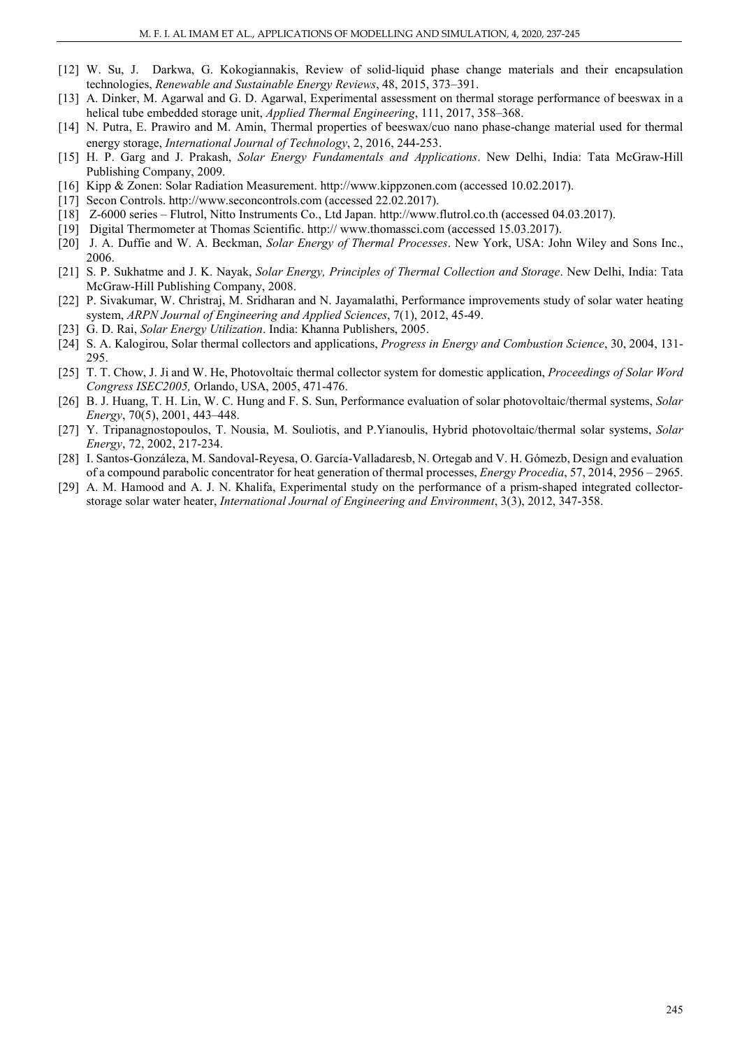[12] W. Su, J. Darkwa, G. Kokogiannakis, Review of solid-liquid phase change materials and their encapsulation technologies, *Renewable and Sustainable Energy Reviews*, 48, 2015, 373–391.

[13] A. Dinker, M. Agarwal and G. D. Agarwal, Experimental assessment on thermal storage performance of beeswax in a helical tube embedded storage unit, *Applied Thermal Engineering*, 111, 2017, 358–368.

[14] N. Putra, E. Prawiro and M. Amin, Thermal properties of beeswax/cuo nano phase-change material used for thermal energy storage, *International Journal of Technology*, 2, 2016, 244-253.

[15] H. P. Garg and J. Prakash, *Solar Energy Fundamentals and Applications*. New Delhi, India: Tata McGraw-Hill Publishing Company, 2009.

[16] Kipp & Zonen: Solar Radiation Measurement. http://www.kippzonen.com (accessed 10.02.2017).

[17] Secon Controls. http://www.seconcontrols.com (accessed 22.02.2017).

[18] Z-6000 series – Flutrol, Nitto Instruments Co., Ltd Japan. http://www.flutrol.co.th (accessed 04.03.2017).

[19] Digital Thermometer at Thomas Scientific. http:// www.thomassci.com (accessed 15.03.2017).

[20] J. A. Duffie and W. A. Beckman, *Solar Energy of Thermal Processes*. New York, USA: John Wiley and Sons Inc., 2006.

[21] S. P. Sukhatme and J. K. Nayak, *Solar Energy, Principles of Thermal Collection and Storage*. New Delhi, India: Tata McGraw-Hill Publishing Company, 2008.

[22] P. Sivakumar, W. Christraj, M. Sridharan and N. Jayamalathi, Performance improvements study of solar water heating system, *ARPN Journal of Engineering and Applied Sciences*, 7(1), 2012, 45-49.

[23] G. D. Rai, *Solar Energy Utilization*. India: Khanna Publishers, 2005.

[24] S. A. Kalogirou, Solar thermal collectors and applications, *Progress in Energy and Combustion Science*, 30, 2004, 131-295.

[25] T. T. Chow, J. Ji and W. He, Photovoltaic thermal collector system for domestic application, *Proceedings of Solar Word Congress ISEC2005,* Orlando, USA, 2005, 471-476.

[26] B. J. Huang, T. H. Lin, W. C. Hung and F. S. Sun, Performance evaluation of solar photovoltaic/thermal systems, *Solar Energy*, 70(5), 2001, 443–448.

[27] Y. Tripanagnostopoulos, T. Nousia, M. Souliotis, and P.Yianoulis, Hybrid photovoltaic/thermal solar systems, *Solar Energy*, 72, 2002, 217-234.

[28] I. Santos-Gonzáleza, M. Sandoval-Reyesa, O. García-Valladaresb, N. Ortegab and V. H. Gómezb, Design and evaluation of a compound parabolic concentrator for heat generation of thermal processes, *Energy Procedia*, 57, 2014, 2956 – 2965.

[29] A. M. Hamood and A. J. N. Khalifa, Experimental study on the performance of a prism-shaped integrated collector-storage solar water heater, *International Journal of Engineering and Environment*, 3(3), 2012, 347-358.